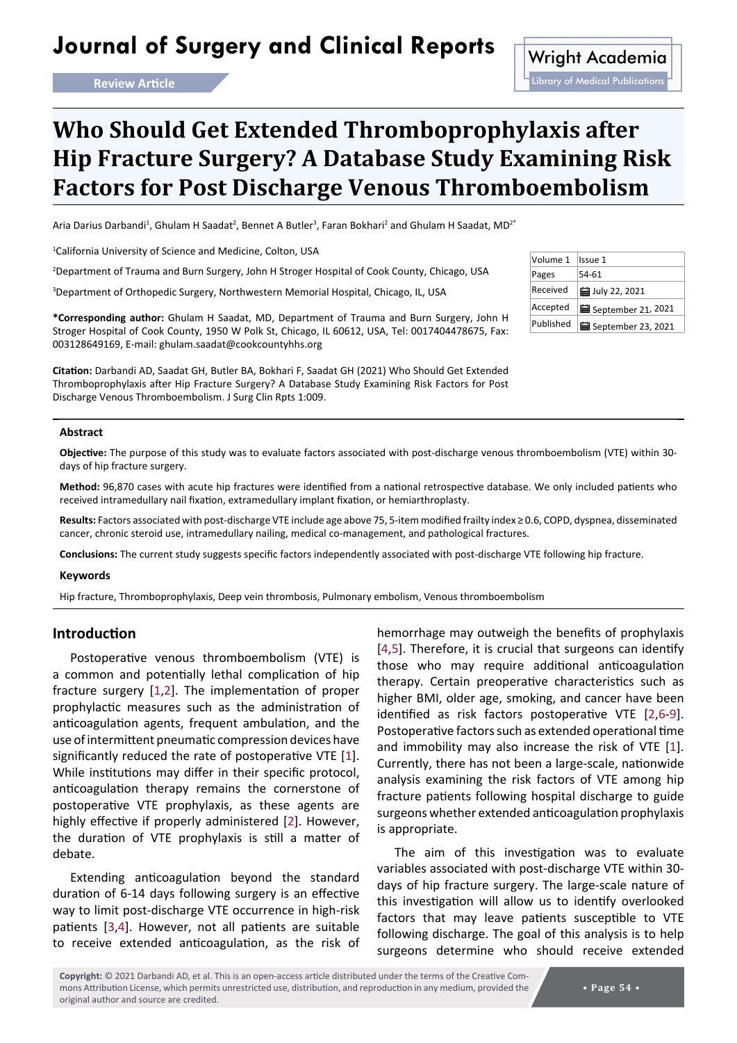# Who Should Get Extended Thromboprophylaxis after Hip Fracture Surgery? A Database Study Examining Risk Factors for Post Discharge Venous Thromboembolism

Review Article

Aria Darius Darbandi[1], Ghulam H Saadat[2], Bennet A Butler[3], Faran Bokhari[2] and Ghulam H Saadat, MD[2*]

[1]California University of Science and Medicine, Colton, USA

[2]Department of Trauma and Burn Surgery, John H Stroger Hospital of Cook County, Chicago, USA

[3]Department of Orthopedic Surgery, Northwestern Memorial Hospital, Chicago, IL, USA

**\*Corresponding author:** Ghulam H Saadat, MD, Department of Trauma and Burn Surgery, John H Stroger Hospital of Cook County, 1950 W Polk St, Chicago, IL 60612, USA, Tel: 0017404478675, Fax: 003128649169, E-mail: ghulam.saadat@cookcountyhhs.org

| Volume 1 | Issue 1 |
|---|---|
| Pages | 54-61 |
| Received | July 22, 2021 |
| Accepted | September 21, 2021 |
| Published | September 23, 2021 |

**Citation:** Darbandi AD, Saadat GH, Butler BA, Bokhari F, Saadat GH (2021) Who Should Get Extended Thromboprophylaxis after Hip Fracture Surgery? A Database Study Examining Risk Factors for Post Discharge Venous Thromboembolism. J Surg Clin Rpts 1:009.

## Abstract

**Objective:** The purpose of this study was to evaluate factors associated with post-discharge venous thromboembolism (VTE) within 30-days of hip fracture surgery.

**Method:** 96,870 cases with acute hip fractures were identified from a national retrospective database. We only included patients who received intramedullary nail fixation, extramedullary implant fixation, or hemiarthroplasty.

**Results:** Factors associated with post-discharge VTE include age above 75, 5-item modified frailty index ≥ 0.6, COPD, dyspnea, disseminated cancer, chronic steroid use, intramedullary nailing, medical co-management, and pathological fractures.

**Conclusions:** The current study suggests specific factors independently associated with post-discharge VTE following hip fracture.

### Keywords

Hip fracture, Thromboprophylaxis, Deep vein thrombosis, Pulmonary embolism, Venous thromboembolism

## Introduction

Postoperative venous thromboembolism (VTE) is a common and potentially lethal complication of hip fracture surgery [1,2]. The implementation of proper prophylactic measures such as the administration of anticoagulation agents, frequent ambulation, and the use of intermittent pneumatic compression devices have significantly reduced the rate of postoperative VTE [1]. While institutions may differ in their specific protocol, anticoagulation therapy remains the cornerstone of postoperative VTE prophylaxis, as these agents are highly effective if properly administered [2]. However, the duration of VTE prophylaxis is still a matter of debate.

Extending anticoagulation beyond the standard duration of 6-14 days following surgery is an effective way to limit post-discharge VTE occurrence in high-risk patients [3,4]. However, not all patients are suitable to receive extended anticoagulation, as the risk of hemorrhage may outweigh the benefits of prophylaxis [4,5]. Therefore, it is crucial that surgeons can identify those who may require additional anticoagulation therapy. Certain preoperative characteristics such as higher BMI, older age, smoking, and cancer have been identified as risk factors postoperative VTE [2,6-9]. Postoperative factors such as extended operational time and immobility may also increase the risk of VTE [1]. Currently, there has not been a large-scale, nationwide analysis examining the risk factors of VTE among hip fracture patients following hospital discharge to guide surgeons whether extended anticoagulation prophylaxis is appropriate.

The aim of this investigation was to evaluate variables associated with post-discharge VTE within 30-days of hip fracture surgery. The large-scale nature of this investigation will allow us to identify overlooked factors that may leave patients susceptible to VTE following discharge. The goal of this analysis is to help surgeons determine who should receive extended

**Copyright:** © 2021 Darbandi AD, et al. This is an open-access article distributed under the terms of the Creative Commons Attribution License, which permits unrestricted use, distribution, and reproduction in any medium, provided the original author and source are credited.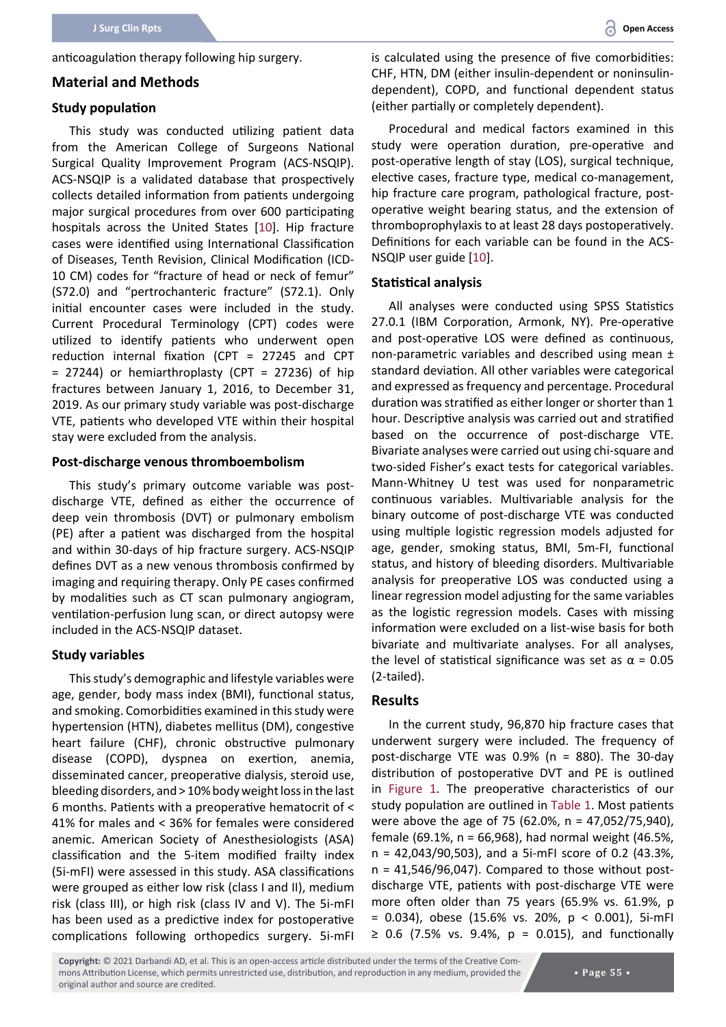anticoagulation therapy following hip surgery.

## Material and Methods

### Study population

This study was conducted utilizing patient data from the American College of Surgeons National Surgical Quality Improvement Program (ACS-NSQIP). ACS-NSQIP is a validated database that prospectively collects detailed information from patients undergoing major surgical procedures from over 600 participating hospitals across the United States [10]. Hip fracture cases were identified using International Classification of Diseases, Tenth Revision, Clinical Modification (ICD-10 CM) codes for "fracture of head or neck of femur" (S72.0) and "pertrochanteric fracture" (S72.1). Only initial encounter cases were included in the study. Current Procedural Terminology (CPT) codes were utilized to identify patients who underwent open reduction internal fixation (CPT = 27245 and CPT = 27244) or hemiarthroplasty (CPT = 27236) of hip fractures between January 1, 2016, to December 31, 2019. As our primary study variable was post-discharge VTE, patients who developed VTE within their hospital stay were excluded from the analysis.

### Post-discharge venous thromboembolism

This study's primary outcome variable was post-discharge VTE, defined as either the occurrence of deep vein thrombosis (DVT) or pulmonary embolism (PE) after a patient was discharged from the hospital and within 30-days of hip fracture surgery. ACS-NSQIP defines DVT as a new venous thrombosis confirmed by imaging and requiring therapy. Only PE cases confirmed by modalities such as CT scan pulmonary angiogram, ventilation-perfusion lung scan, or direct autopsy were included in the ACS-NSQIP dataset.

### Study variables

This study's demographic and lifestyle variables were age, gender, body mass index (BMI), functional status, and smoking. Comorbidities examined in this study were hypertension (HTN), diabetes mellitus (DM), congestive heart failure (CHF), chronic obstructive pulmonary disease (COPD), dyspnea on exertion, anemia, disseminated cancer, preoperative dialysis, steroid use, bleeding disorders, and > 10% body weight loss in the last 6 months. Patients with a preoperative hematocrit of < 41% for males and < 36% for females were considered anemic. American Society of Anesthesiologists (ASA) classification and the 5-item modified frailty index (5i-mFI) were assessed in this study. ASA classifications were grouped as either low risk (class I and II), medium risk (class III), or high risk (class IV and V). The 5i-mFI has been used as a predictive index for postoperative complications following orthopedics surgery. 5i-mFI is calculated using the presence of five comorbidities: CHF, HTN, DM (either insulin-dependent or noninsulin-dependent), COPD, and functional dependent status (either partially or completely dependent).

Procedural and medical factors examined in this study were operation duration, pre-operative and post-operative length of stay (LOS), surgical technique, elective cases, fracture type, medical co-management, hip fracture care program, pathological fracture, post-operative weight bearing status, and the extension of thromboprophylaxis to at least 28 days postoperatively. Definitions for each variable can be found in the ACS-NSQIP user guide [10].

### Statistical analysis

All analyses were conducted using SPSS Statistics 27.0.1 (IBM Corporation, Armonk, NY). Pre-operative and post-operative LOS were defined as continuous, non-parametric variables and described using mean ± standard deviation. All other variables were categorical and expressed as frequency and percentage. Procedural duration was stratified as either longer or shorter than 1 hour. Descriptive analysis was carried out and stratified based on the occurrence of post-discharge VTE. Bivariate analyses were carried out using chi-square and two-sided Fisher's exact tests for categorical variables. Mann-Whitney U test was used for nonparametric continuous variables. Multivariable analysis for the binary outcome of post-discharge VTE was conducted using multiple logistic regression models adjusted for age, gender, smoking status, BMI, 5m-FI, functional status, and history of bleeding disorders. Multivariable analysis for preoperative LOS was conducted using a linear regression model adjusting for the same variables as the logistic regression models. Cases with missing information were excluded on a list-wise basis for both bivariate and multivariate analyses. For all analyses, the level of statistical significance was set as $\alpha = 0.05$ (2-tailed).

## Results

In the current study, 96,870 hip fracture cases that underwent surgery were included. The frequency of post-discharge VTE was 0.9% (n = 880). The 30-day distribution of postoperative DVT and PE is outlined in Figure 1. The preoperative characteristics of our study population are outlined in Table 1. Most patients were above the age of 75 (62.0%, n = 47,052/75,940), female (69.1%, n = 66,968), had normal weight (46.5%, n = 42,043/90,503), and a 5i-mFI score of 0.2 (43.3%, n = 41,546/96,047). Compared to those without post-discharge VTE, patients with post-discharge VTE were more often older than 75 years (65.9% vs. 61.9%, $p = 0.034$), obese (15.6% vs. 20%, $p < 0.001$), 5i-mFI ≥ 0.6 (7.5% vs. 9.4%, $p = 0.015$), and functionally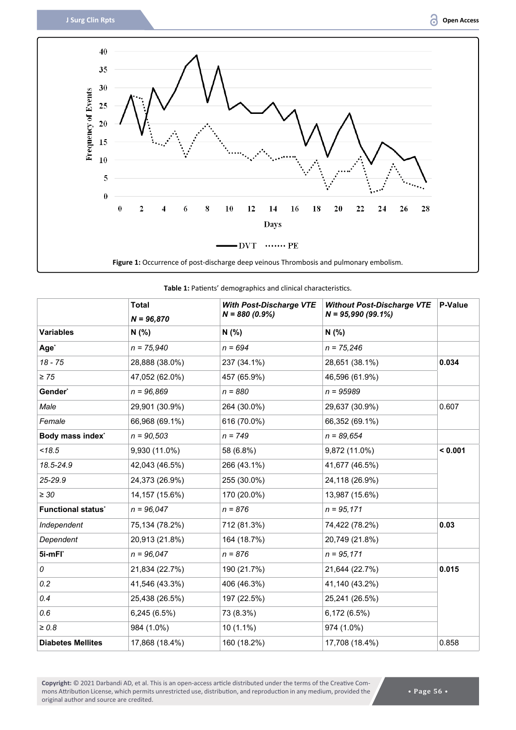Figure 1: Occurrence of post-discharge deep veinous Thrombosis and pulmonary embolism.

**Table 1:** Patients' demographics and clinical characteristics.

| | **Total** *N = 96,870* | ***With Post-Discharge VTE N = 880 (0.9%)*** | ***Without Post-Discharge VTE N = 95,990 (99.1%)*** | **P-Value** |
|---|---|---|---|---|
| **Variables** | **N (%)** | **N (%)** | **N (%)** | |
| **Age*** | *n = 75,940* | *n = 694* | *n = 75,246* | |
| *18 - 75* | 28,888 (38.0%) | 237 (34.1%) | 28,651 (38.1%) | **0.034** |
| *≥ 75* | 47,052 (62.0%) | 457 (65.9%) | 46,596 (61.9%) | |
| **Gender*** | *n = 96,869* | *n = 880* | *n = 95989* | |
| *Male* | 29,901 (30.9%) | 264 (30.0%) | 29,637 (30.9%) | 0.607 |
| *Female* | 66,968 (69.1%) | 616 (70.0%) | 66,352 (69.1%) | |
| **Body mass index*** | *n = 90,503* | *n = 749* | *n = 89,654* | |
| *<18.5* | 9,930 (11.0%) | 58 (6.8%) | 9,872 (11.0%) | **< 0.001** |
| *18.5-24.9* | 42,043 (46.5%) | 266 (43.1%) | 41,677 (46.5%) | |
| *25-29.9* | 24,373 (26.9%) | 255 (30.0%) | 24,118 (26.9%) | |
| *≥ 30* | 14,157 (15.6%) | 170 (20.0%) | 13,987 (15.6%) | |
| **Functional status*** | *n = 96,047* | *n = 876* | *n = 95,171* | |
| *Independent* | 75,134 (78.2%) | 712 (81.3%) | 74,422 (78.2%) | **0.03** |
| *Dependent* | 20,913 (21.8%) | 164 (18.7%) | 20,749 (21.8%) | |
| **5i-mFI*** | *n = 96,047* | *n = 876* | *n = 95,171* | |
| *0* | 21,834 (22.7%) | 190 (21.7%) | 21,644 (22.7%) | **0.015** |
| *0.2* | 41,546 (43.3%) | 406 (46.3%) | 41,140 (43.2%) | |
| *0.4* | 25,438 (26.5%) | 197 (22.5%) | 25,241 (26.5%) | |
| *0.6* | 6,245 (6.5%) | 73 (8.3%) | 6,172 (6.5%) | |
| *≥ 0.8* | 984 (1.0%) | 10 (1.1%) | 974 (1.0%) | |
| **Diabetes Mellites** | 17,868 (18.4%) | 160 (18.2%) | 17,708 (18.4%) | 0.858 |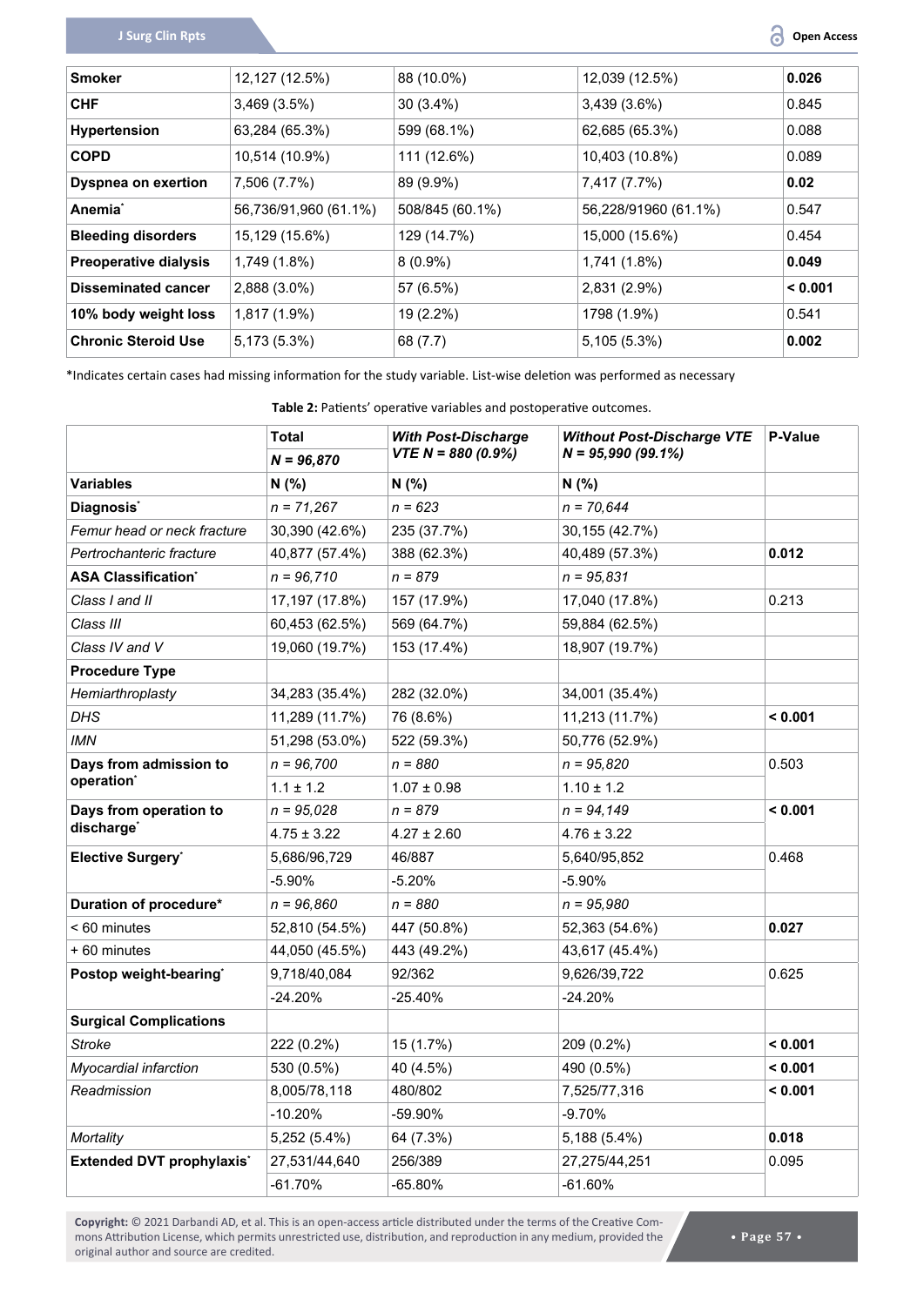| | | | | |
|---|---|---|---|---|
| **Smoker** | 12,127 (12.5%) | 88 (10.0%) | 12,039 (12.5%) | **0.026** |
| **CHF** | 3,469 (3.5%) | 30 (3.4%) | 3,439 (3.6%) | 0.845 |
| **Hypertension** | 63,284 (65.3%) | 599 (68.1%) | 62,685 (65.3%) | 0.088 |
| **COPD** | 10,514 (10.9%) | 111 (12.6%) | 10,403 (10.8%) | 0.089 |
| **Dyspnea on exertion** | 7,506 (7.7%) | 89 (9.9%) | 7,417 (7.7%) | **0.02** |
| **Anemia*** | 56,736/91,960 (61.1%) | 508/845 (60.1%) | 56,228/91960 (61.1%) | 0.547 |
| **Bleeding disorders** | 15,129 (15.6%) | 129 (14.7%) | 15,000 (15.6%) | 0.454 |
| **Preoperative dialysis** | 1,749 (1.8%) | 8 (0.9%) | 1,741 (1.8%) | **0.049** |
| **Disseminated cancer** | 2,888 (3.0%) | 57 (6.5%) | 2,831 (2.9%) | **< 0.001** |
| **10% body weight loss** | 1,817 (1.9%) | 19 (2.2%) | 1798 (1.9%) | 0.541 |
| **Chronic Steroid Use** | 5,173 (5.3%) | 68 (7.7) | 5,105 (5.3%) | **0.002** |

*Indicates certain cases had missing information for the study variable. List-wise deletion was performed as necessary

**Table 2:** Patients' operative variables and postoperative outcomes.

| | **Total** *N = 96,870* | ***With Post-Discharge VTE N = 880 (0.9%)*** | ***Without Post-Discharge VTE N = 95,990 (99.1%)*** | **P-Value** |
|---|---|---|---|---|
| **Variables** | **N (%)** | **N (%)** | **N (%)** | |
| **Diagnosis*** | *n = 71,267* | *n = 623* | *n = 70,644* | |
| *Femur head or neck fracture* | 30,390 (42.6%) | 235 (37.7%) | 30,155 (42.7%) | |
| *Pertrochanteric fracture* | 40,877 (57.4%) | 388 (62.3%) | 40,489 (57.3%) | **0.012** |
| **ASA Classification*** | *n = 96,710* | *n = 879* | *n = 95,831* | |
| *Class I and II* | 17,197 (17.8%) | 157 (17.9%) | 17,040 (17.8%) | 0.213 |
| *Class III* | 60,453 (62.5%) | 569 (64.7%) | 59,884 (62.5%) | |
| *Class IV and V* | 19,060 (19.7%) | 153 (17.4%) | 18,907 (19.7%) | |
| **Procedure Type** | | | | |
| *Hemiarthroplasty* | 34,283 (35.4%) | 282 (32.0%) | 34,001 (35.4%) | |
| *DHS* | 11,289 (11.7%) | 76 (8.6%) | 11,213 (11.7%) | **< 0.001** |
| *IMN* | 51,298 (53.0%) | 522 (59.3%) | 50,776 (52.9%) | |
| **Days from admission to operation*** | *n = 96,700* | *n = 880* | *n = 95,820* | 0.503 |
| | 1.1 ± 1.2 | 1.07 ± 0.98 | 1.10 ± 1.2 | |
| **Days from operation to discharge*** | *n = 95,028* | *n = 879* | *n = 94,149* | **< 0.001** |
| | 4.75 ± 3.22 | 4.27 ± 2.60 | 4.76 ± 3.22 | |
| **Elective Surgery*** | 5,686/96,729 | 46/887 | 5,640/95,852 | 0.468 |
| | -5.90% | -5.20% | -5.90% | |
| **Duration of procedure*** | *n = 96,860* | *n = 880* | *n = 95,980* | |
| < 60 minutes | 52,810 (54.5%) | 447 (50.8%) | 52,363 (54.6%) | **0.027** |
| + 60 minutes | 44,050 (45.5%) | 443 (49.2%) | 43,617 (45.4%) | |
| **Postop weight-bearing*** | 9,718/40,084 | 92/362 | 9,626/39,722 | 0.625 |
| | -24.20% | -25.40% | -24.20% | |
| **Surgical Complications** | | | | |
| *Stroke* | 222 (0.2%) | 15 (1.7%) | 209 (0.2%) | **< 0.001** |
| *Myocardial infarction* | 530 (0.5%) | 40 (4.5%) | 490 (0.5%) | **< 0.001** |
| *Readmission* | 8,005/78,118 | 480/802 | 7,525/77,316 | **< 0.001** |
| | -10.20% | -59.90% | -9.70% | |
| *Mortality* | 5,252 (5.4%) | 64 (7.3%) | 5,188 (5.4%) | **0.018** |
| **Extended DVT prophylaxis*** | 27,531/44,640 | 256/389 | 27,275/44,251 | 0.095 |
| | -61.70% | -65.80% | -61.60% | |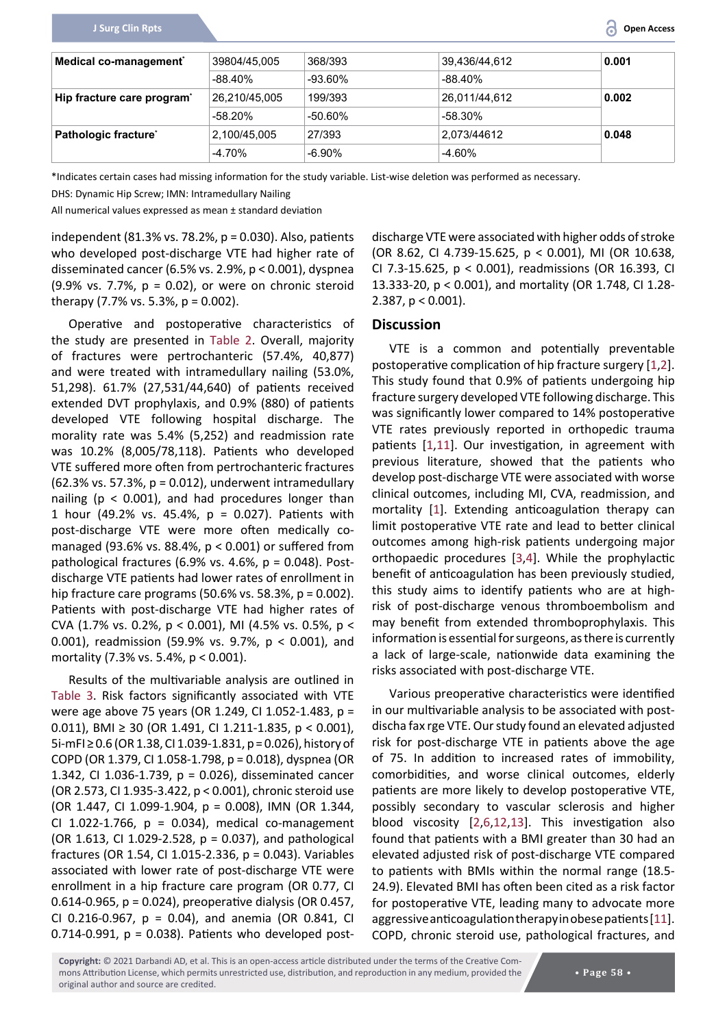| | | | | |
|---|---|---|---|---|
| **Medical co-management*** | 39804/45,005 | 368/393 | 39,436/44,612 | **0.001** |
| | -88.40% | -93.60% | -88.40% | |
| **Hip fracture care program*** | 26,210/45,005 | 199/393 | 26,011/44,612 | **0.002** |
| | -58.20% | -50.60% | -58.30% | |
| **Pathologic fracture*** | 2,100/45,005 | 27/393 | 2,073/44612 | **0.048** |
| | -4.70% | -6.90% | -4.60% | |

*Indicates certain cases had missing information for the study variable. List-wise deletion was performed as necessary.

DHS: Dynamic Hip Screw; IMN: Intramedullary Nailing

All numerical values expressed as mean ± standard deviation

independent (81.3% vs. 78.2%, p = 0.030). Also, patients who developed post-discharge VTE had higher rate of disseminated cancer (6.5% vs. 2.9%, p < 0.001), dyspnea (9.9% vs. 7.7%, p = 0.02), or were on chronic steroid therapy (7.7% vs. 5.3%, p = 0.002).

Operative and postoperative characteristics of the study are presented in Table 2. Overall, majority of fractures were pertrochanteric (57.4%, 40,877) and were treated with intramedullary nailing (53.0%, 51,298). 61.7% (27,531/44,640) of patients received extended DVT prophylaxis, and 0.9% (880) of patients developed VTE following hospital discharge. The morality rate was 5.4% (5,252) and readmission rate was 10.2% (8,005/78,118). Patients who developed VTE suffered more often from pertrochanteric fractures (62.3% vs. 57.3%, p = 0.012), underwent intramedullary nailing (p < 0.001), and had procedures longer than 1 hour (49.2% vs. 45.4%, p = 0.027). Patients with post-discharge VTE were more often medically co-managed (93.6% vs. 88.4%, p < 0.001) or suffered from pathological fractures (6.9% vs. 4.6%, p = 0.048). Post-discharge VTE patients had lower rates of enrollment in hip fracture care programs (50.6% vs. 58.3%, p = 0.002). Patients with post-discharge VTE had higher rates of CVA (1.7% vs. 0.2%, p < 0.001), MI (4.5% vs. 0.5%, p < 0.001), readmission (59.9% vs. 9.7%, p < 0.001), and mortality (7.3% vs. 5.4%, p < 0.001).

Results of the multivariable analysis are outlined in Table 3. Risk factors significantly associated with VTE were age above 75 years (OR 1.249, CI 1.052-1.483, p = 0.011), BMI ≥ 30 (OR 1.491, CI 1.211-1.835, p < 0.001), 5i-mFI ≥ 0.6 (OR 1.38, CI 1.039-1.831, p = 0.026), history of COPD (OR 1.379, CI 1.058-1.798, p = 0.018), dyspnea (OR 1.342, CI 1.036-1.739, p = 0.026), disseminated cancer (OR 2.573, CI 1.935-3.422, p < 0.001), chronic steroid use (OR 1.447, CI 1.099-1.904, p = 0.008), IMN (OR 1.344, CI 1.022-1.766, p = 0.034), medical co-management (OR 1.613, CI 1.029-2.528, p = 0.037), and pathological fractures (OR 1.54, CI 1.015-2.336, p = 0.043). Variables associated with lower rate of post-discharge VTE were enrollment in a hip fracture care program (OR 0.77, CI 0.614-0.965, p = 0.024), preoperative dialysis (OR 0.457, CI 0.216-0.967, p = 0.04), and anemia (OR 0.841, CI 0.714-0.991, p = 0.038). Patients who developed post-discharge VTE were associated with higher odds of stroke (OR 8.62, CI 4.739-15.625, p < 0.001), MI (OR 10.638, CI 7.3-15.625, p < 0.001), readmissions (OR 16.393, CI 13.333-20, p < 0.001), and mortality (OR 1.748, CI 1.28-2.387, p < 0.001).

## Discussion

VTE is a common and potentially preventable postoperative complication of hip fracture surgery [1,2]. This study found that 0.9% of patients undergoing hip fracture surgery developed VTE following discharge. This was significantly lower compared to 14% postoperative VTE rates previously reported in orthopedic trauma patients [1,11]. Our investigation, in agreement with previous literature, showed that the patients who develop post-discharge VTE were associated with worse clinical outcomes, including MI, CVA, readmission, and mortality [1]. Extending anticoagulation therapy can limit postoperative VTE rate and lead to better clinical outcomes among high-risk patients undergoing major orthopaedic procedures [3,4]. While the prophylactic benefit of anticoagulation has been previously studied, this study aims to identify patients who are at high-risk of post-discharge venous thromboembolism and may benefit from extended thromboprophylaxis. This information is essential for surgeons, as there is currently a lack of large-scale, nationwide data examining the risks associated with post-discharge VTE.

Various preoperative characteristics were identified in our multivariable analysis to be associated with post-discha fax rge VTE. Our study found an elevated adjusted risk for post-discharge VTE in patients above the age of 75. In addition to increased rates of immobility, comorbidities, and worse clinical outcomes, elderly patients are more likely to develop postoperative VTE, possibly secondary to vascular sclerosis and higher blood viscosity [2,6,12,13]. This investigation also found that patients with a BMI greater than 30 had an elevated adjusted risk of post-discharge VTE compared to patients with BMIs within the normal range (18.5-24.9). Elevated BMI has often been cited as a risk factor for postoperative VTE, leading many to advocate more aggressive anticoagulation therapy in obese patients [11]. COPD, chronic steroid use, pathological fractures, and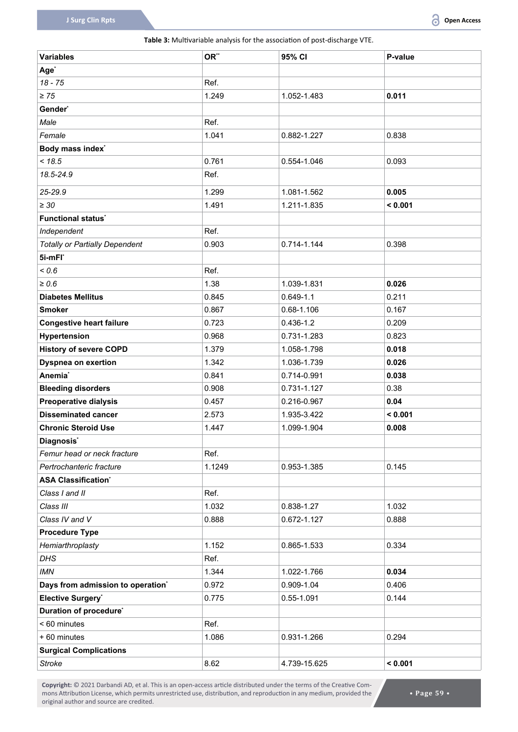**Table 3:** Multivariable analysis for the association of post-discharge VTE.

| Variables | OR[**] | 95% CI | P-value |
|---|---|---|---|
| **Age[*]** | | | |
| *18 - 75* | Ref. | | |
| *≥ 75* | 1.249 | 1.052-1.483 | **0.011** |
| **Gender[*]** | | | |
| *Male* | Ref. | | |
| *Female* | 1.041 | 0.882-1.227 | 0.838 |
| **Body mass index[*]** | | | |
| *< 18.5* | 0.761 | 0.554-1.046 | 0.093 |
| *18.5-24.9* | Ref. | | |
| *25-29.9* | 1.299 | 1.081-1.562 | **0.005** |
| *≥ 30* | 1.491 | 1.211-1.835 | **< 0.001** |
| **Functional status[*]** | | | |
| *Independent* | Ref. | | |
| *Totally or Partially Dependent* | 0.903 | 0.714-1.144 | 0.398 |
| **5i-mFI[*]** | | | |
| *< 0.6* | Ref. | | |
| *≥ 0.6* | 1.38 | 1.039-1.831 | **0.026** |
| **Diabetes Mellitus** | 0.845 | 0.649-1.1 | 0.211 |
| **Smoker** | 0.867 | 0.68-1.106 | 0.167 |
| **Congestive heart failure** | 0.723 | 0.436-1.2 | 0.209 |
| **Hypertension** | 0.968 | 0.731-1.283 | 0.823 |
| **History of severe COPD** | 1.379 | 1.058-1.798 | **0.018** |
| **Dyspnea on exertion** | 1.342 | 1.036-1.739 | **0.026** |
| **Anemia[*]** | 0.841 | 0.714-0.991 | **0.038** |
| **Bleeding disorders** | 0.908 | 0.731-1.127 | 0.38 |
| **Preoperative dialysis** | 0.457 | 0.216-0.967 | **0.04** |
| **Disseminated cancer** | 2.573 | 1.935-3.422 | **< 0.001** |
| **Chronic Steroid Use** | 1.447 | 1.099-1.904 | **0.008** |
| **Diagnosis[*]** | | | |
| *Femur head or neck fracture* | Ref. | | |
| *Pertrochanteric fracture* | 1.1249 | 0.953-1.385 | 0.145 |
| **ASA Classification[*]** | | | |
| *Class I and II* | Ref. | | |
| *Class III* | 1.032 | 0.838-1.27 | 1.032 |
| *Class IV and V* | 0.888 | 0.672-1.127 | 0.888 |
| **Procedure Type** | | | |
| *Hemiarthroplasty* | 1.152 | 0.865-1.533 | 0.334 |
| *DHS* | Ref. | | |
| *IMN* | 1.344 | 1.022-1.766 | **0.034** |
| **Days from admission to operation[*]** | 0.972 | 0.909-1.04 | 0.406 |
| **Elective Surgery[*]** | 0.775 | 0.55-1.091 | 0.144 |
| **Duration of procedure[*]** | | | |
| < 60 minutes | Ref. | | |
| + 60 minutes | 1.086 | 0.931-1.266 | 0.294 |
| **Surgical Complications** | | | |
| *Stroke* | 8.62 | 4.739-15.625 | **< 0.001** |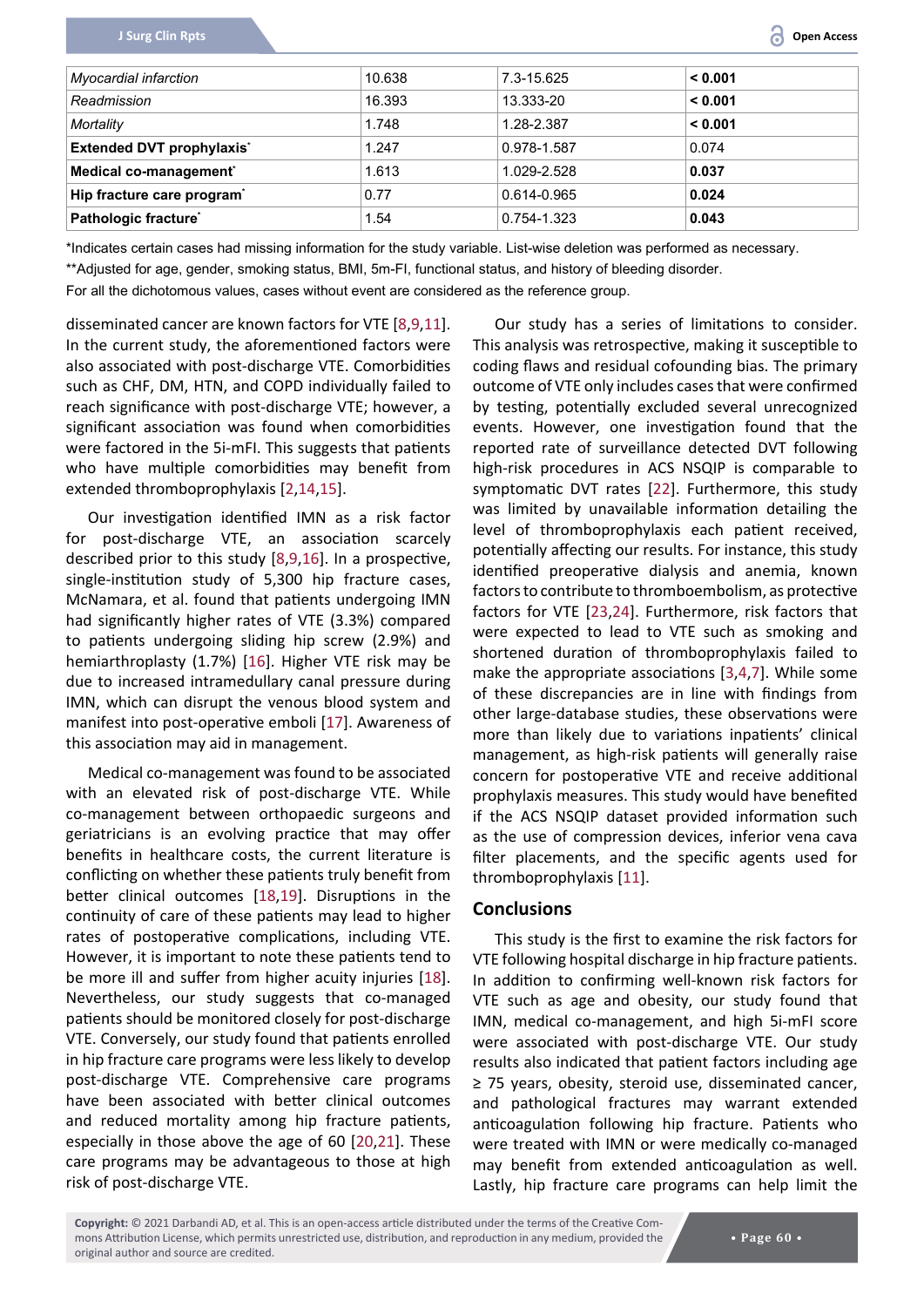| *Myocardial infarction* | 10.638 | 7.3-15.625 | **< 0.001** |
|---|---|---|---|
| *Readmission* | 16.393 | 13.333-20 | **< 0.001** |
| *Mortality* | 1.748 | 1.28-2.387 | **< 0.001** |
| **Extended DVT prophylaxis*** | 1.247 | 0.978-1.587 | 0.074 |
| **Medical co-management*** | 1.613 | 1.029-2.528 | **0.037** |
| **Hip fracture care program*** | 0.77 | 0.614-0.965 | **0.024** |
| **Pathologic fracture*** | 1.54 | 0.754-1.323 | **0.043** |

*Indicates certain cases had missing information for the study variable. List-wise deletion was performed as necessary.

**Adjusted for age, gender, smoking status, BMI, 5m-FI, functional status, and history of bleeding disorder.

For all the dichotomous values, cases without event are considered as the reference group.

disseminated cancer are known factors for VTE [8,9,11]. In the current study, the aforementioned factors were also associated with post-discharge VTE. Comorbidities such as CHF, DM, HTN, and COPD individually failed to reach significance with post-discharge VTE; however, a significant association was found when comorbidities were factored in the 5i-mFI. This suggests that patients who have multiple comorbidities may benefit from extended thromboprophylaxis [2,14,15].

Our investigation identified IMN as a risk factor for post-discharge VTE, an association scarcely described prior to this study [8,9,16]. In a prospective, single-institution study of 5,300 hip fracture cases, McNamara, et al. found that patients undergoing IMN had significantly higher rates of VTE (3.3%) compared to patients undergoing sliding hip screw (2.9%) and hemiarthroplasty (1.7%) [16]. Higher VTE risk may be due to increased intramedullary canal pressure during IMN, which can disrupt the venous blood system and manifest into post-operative emboli [17]. Awareness of this association may aid in management.

Medical co-management was found to be associated with an elevated risk of post-discharge VTE. While co-management between orthopaedic surgeons and geriatricians is an evolving practice that may offer benefits in healthcare costs, the current literature is conflicting on whether these patients truly benefit from better clinical outcomes [18,19]. Disruptions in the continuity of care of these patients may lead to higher rates of postoperative complications, including VTE. However, it is important to note these patients tend to be more ill and suffer from higher acuity injuries [18]. Nevertheless, our study suggests that co-managed patients should be monitored closely for post-discharge VTE. Conversely, our study found that patients enrolled in hip fracture care programs were less likely to develop post-discharge VTE. Comprehensive care programs have been associated with better clinical outcomes and reduced mortality among hip fracture patients, especially in those above the age of 60 [20,21]. These care programs may be advantageous to those at high risk of post-discharge VTE.

Our study has a series of limitations to consider. This analysis was retrospective, making it susceptible to coding flaws and residual cofounding bias. The primary outcome of VTE only includes cases that were confirmed by testing, potentially excluded several unrecognized events. However, one investigation found that the reported rate of surveillance detected DVT following high-risk procedures in ACS NSQIP is comparable to symptomatic DVT rates [22]. Furthermore, this study was limited by unavailable information detailing the level of thromboprophylaxis each patient received, potentially affecting our results. For instance, this study identified preoperative dialysis and anemia, known factors to contribute to thromboembolism, as protective factors for VTE [23,24]. Furthermore, risk factors that were expected to lead to VTE such as smoking and shortened duration of thromboprophylaxis failed to make the appropriate associations [3,4,7]. While some of these discrepancies are in line with findings from other large-database studies, these observations were more than likely due to variations inpatients' clinical management, as high-risk patients will generally raise concern for postoperative VTE and receive additional prophylaxis measures. This study would have benefited if the ACS NSQIP dataset provided information such as the use of compression devices, inferior vena cava filter placements, and the specific agents used for thromboprophylaxis [11].

## Conclusions

This study is the first to examine the risk factors for VTE following hospital discharge in hip fracture patients. In addition to confirming well-known risk factors for VTE such as age and obesity, our study found that IMN, medical co-management, and high 5i-mFI score were associated with post-discharge VTE. Our study results also indicated that patient factors including age ≥ 75 years, obesity, steroid use, disseminated cancer, and pathological fractures may warrant extended anticoagulation following hip fracture. Patients who were treated with IMN or were medically co-managed may benefit from extended anticoagulation as well. Lastly, hip fracture care programs can help limit the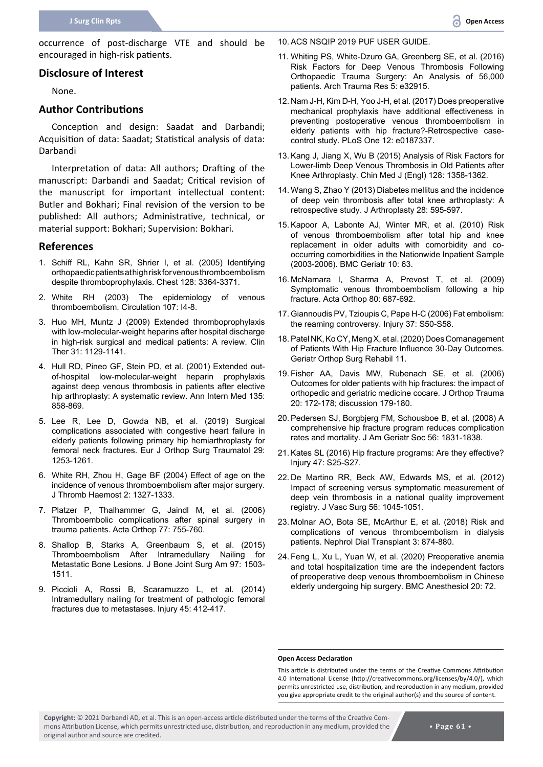occurrence of post-discharge VTE and should be encouraged in high-risk patients.

## Disclosure of Interest

None.

## Author Contributions

Conception and design: Saadat and Darbandi; Acquisition of data: Saadat; Statistical analysis of data: Darbandi

Interpretation of data: All authors; Drafting of the manuscript: Darbandi and Saadat; Critical revision of the manuscript for important intellectual content: Butler and Bokhari; Final revision of the version to be published: All authors; Administrative, technical, or material support: Bokhari; Supervision: Bokhari.

## References

1. Schiff RL, Kahn SR, Shrier I, et al. (2005) Identifying orthopaedic patients at high risk for venous thromboembolism despite thromboprophylaxis. Chest 128: 3364-3371.
2. White RH (2003) The epidemiology of venous thromboembolism. Circulation 107: I4-8.
3. Huo MH, Muntz J (2009) Extended thromboprophylaxis with low-molecular-weight heparins after hospital discharge in high-risk surgical and medical patients: A review. Clin Ther 31: 1129-1141.
4. Hull RD, Pineo GF, Stein PD, et al. (2001) Extended out-of-hospital low-molecular-weight heparin prophylaxis against deep venous thrombosis in patients after elective hip arthroplasty: A systematic review. Ann Intern Med 135: 858-869.
5. Lee R, Lee D, Gowda NB, et al. (2019) Surgical complications associated with congestive heart failure in elderly patients following primary hip hemiarthroplasty for femoral neck fractures. Eur J Orthop Surg Traumatol 29: 1253-1261.
6. White RH, Zhou H, Gage BF (2004) Effect of age on the incidence of venous thromboembolism after major surgery. J Thromb Haemost 2: 1327-1333.
7. Platzer P, Thalhammer G, Jaindl M, et al. (2006) Thromboembolic complications after spinal surgery in trauma patients. Acta Orthop 77: 755-760.
8. Shallop B, Starks A, Greenbaum S, et al. (2015) Thromboembolism After Intramedullary Nailing for Metastatic Bone Lesions. J Bone Joint Surg Am 97: 1503-1511.
9. Piccioli A, Rossi B, Scaramuzzo L, et al. (2014) Intramedullary nailing for treatment of pathologic femoral fractures due to metastases. Injury 45: 412-417.
10. ACS NSQIP 2019 PUF USER GUIDE.
11. Whiting PS, White-Dzuro GA, Greenberg SE, et al. (2016) Risk Factors for Deep Venous Thrombosis Following Orthopaedic Trauma Surgery: An Analysis of 56,000 patients. Arch Trauma Res 5: e32915.
12. Nam J-H, Kim D-H, Yoo J-H, et al. (2017) Does preoperative mechanical prophylaxis have additional effectiveness in preventing postoperative venous thromboembolism in elderly patients with hip fracture?-Retrospective case-control study. PLoS One 12: e0187337.
13. Kang J, Jiang X, Wu B (2015) Analysis of Risk Factors for Lower-limb Deep Venous Thrombosis in Old Patients after Knee Arthroplasty. Chin Med J (Engl) 128: 1358-1362.
14. Wang S, Zhao Y (2013) Diabetes mellitus and the incidence of deep vein thrombosis after total knee arthroplasty: A retrospective study. J Arthroplasty 28: 595-597.
15. Kapoor A, Labonte AJ, Winter MR, et al. (2010) Risk of venous thromboembolism after total hip and knee replacement in older adults with comorbidity and co-occurring comorbidities in the Nationwide Inpatient Sample (2003-2006). BMC Geriatr 10: 63.
16. McNamara I, Sharma A, Prevost T, et al. (2009) Symptomatic venous thromboembolism following a hip fracture. Acta Orthop 80: 687-692.
17. Giannoudis PV, Tzioupis C, Pape H-C (2006) Fat embolism: the reaming controversy. Injury 37: S50-S58.
18. Patel NK, Ko CY, Meng X, et al. (2020) Does Comanagement of Patients With Hip Fracture Influence 30-Day Outcomes. Geriatr Orthop Surg Rehabil 11.
19. Fisher AA, Davis MW, Rubenach SE, et al. (2006) Outcomes for older patients with hip fractures: the impact of orthopedic and geriatric medicine cocare. J Orthop Trauma 20: 172-178; discussion 179-180.
20. Pedersen SJ, Borgbjerg FM, Schousboe B, et al. (2008) A comprehensive hip fracture program reduces complication rates and mortality. J Am Geriatr Soc 56: 1831-1838.
21. Kates SL (2016) Hip fracture programs: Are they effective? Injury 47: S25-S27.
22. De Martino RR, Beck AW, Edwards MS, et al. (2012) Impact of screening versus symptomatic measurement of deep vein thrombosis in a national quality improvement registry. J Vasc Surg 56: 1045-1051.
23. Molnar AO, Bota SE, McArthur E, et al. (2018) Risk and complications of venous thromboembolism in dialysis patients. Nephrol Dial Transplant 3: 874-880.
24. Feng L, Xu L, Yuan W, et al. (2020) Preoperative anemia and total hospitalization time are the independent factors of preoperative deep venous thromboembolism in Chinese elderly undergoing hip surgery. BMC Anesthesiol 20: 72.

**Open Access Declaration**

This article is distributed under the terms of the Creative Commons Attribution 4.0 International License (http://creativecommons.org/licenses/by/4.0/), which permits unrestricted use, distribution, and reproduction in any medium, provided you give appropriate credit to the original author(s) and the source of content.

**Copyright:** © 2021 Darbandi AD, et al. This is an open-access article distributed under the terms of the Creative Commons Attribution License, which permits unrestricted use, distribution, and reproduction in any medium, provided the original author and source are credited.